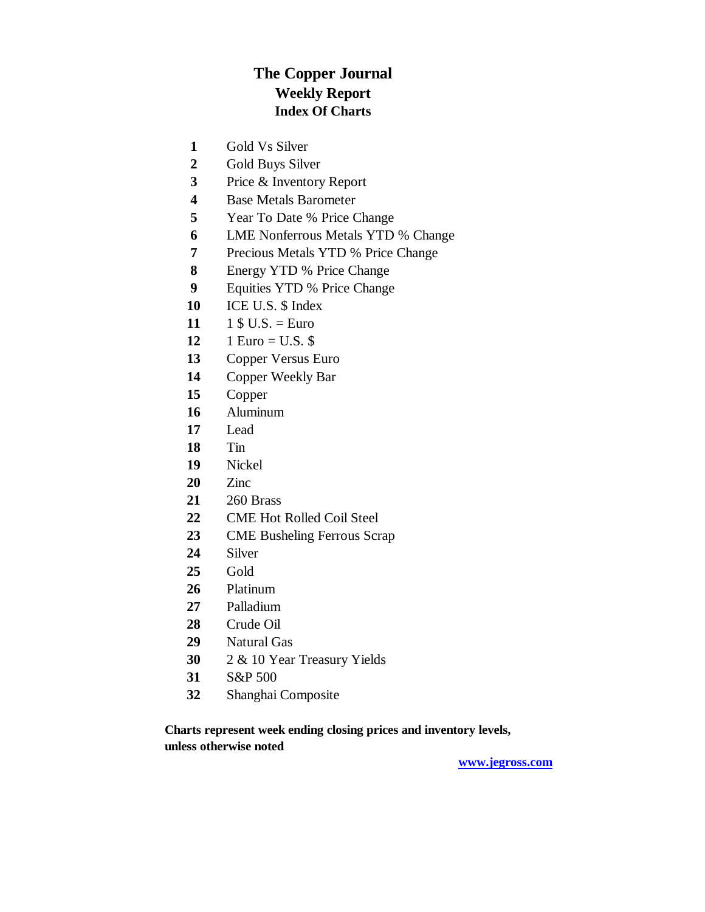# The Copper Journal
## Weekly Report
### Index Of Charts

| | |
|---|---|
| **1** | Gold Vs Silver |
| **2** | Gold Buys Silver |
| **3** | Price & Inventory Report |
| **4** | Base Metals Barometer |
| **5** | Year To Date % Price Change |
| **6** | LME Nonferrous Metals YTD % Change |
| **7** | Precious Metals YTD % Price Change |
| **8** | Energy YTD % Price Change |
| **9** | Equities YTD % Price Change |
| **10** | ICE U.S. $ Index |
| **11** | 1 $ U.S. = Euro |
| **12** | 1 Euro = U.S. $ |
| **13** | Copper Versus Euro |
| **14** | Copper Weekly Bar |
| **15** | Copper |
| **16** | Aluminum |
| **17** | Lead |
| **18** | Tin |
| **19** | Nickel |
| **20** | Zinc |
| **21** | 260 Brass |
| **22** | CME Hot Rolled Coil Steel |
| **23** | CME Busheling Ferrous Scrap |
| **24** | Silver |
| **25** | Gold |
| **26** | Platinum |
| **27** | Palladium |
| **28** | Crude Oil |
| **29** | Natural Gas |
| **30** | 2 & 10 Year Treasury Yields |
| **31** | S&P 500 |
| **32** | Shanghai Composite |

**Charts represent week ending closing prices and inventory levels, unless otherwise noted**

**www.jegross.com**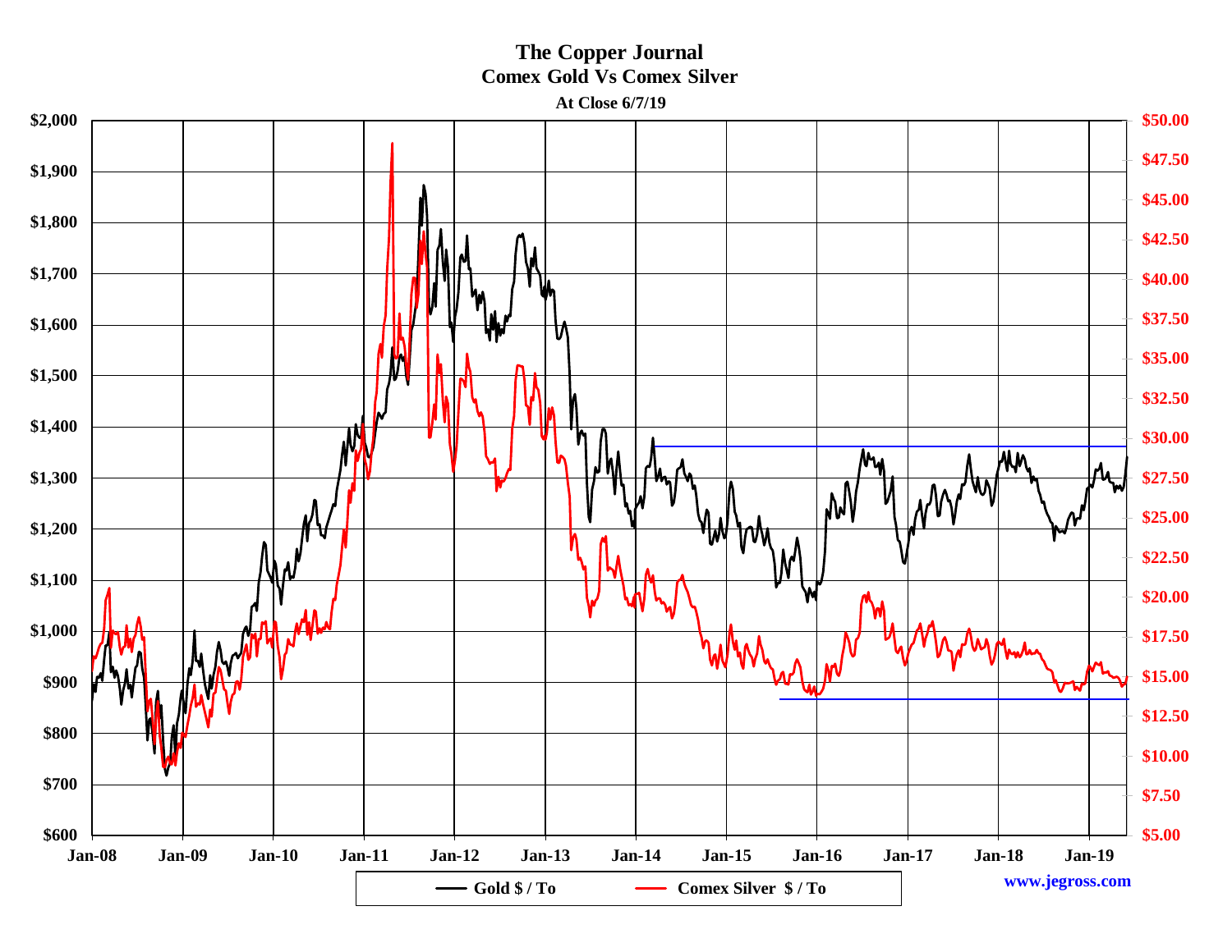# The Copper Journal

## Comex Gold Vs Comex Silver

**At Close 6/7/19**

Gold $ / To — Comex Silver $ / To

www.jegross.com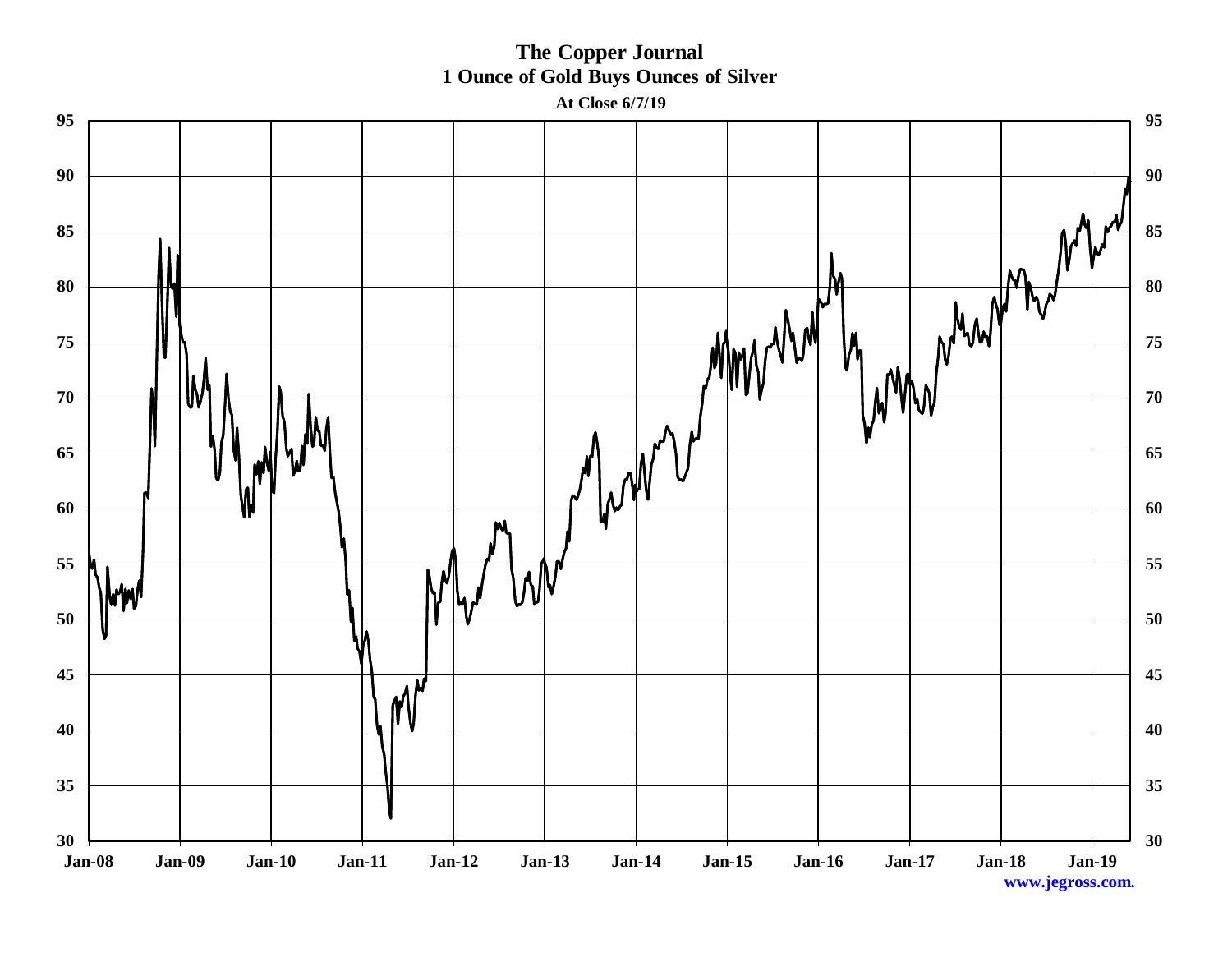**The Copper Journal**

**1 Ounce of Gold Buys Ounces of Silver**

**At Close 6/7/19**

www.jegross.com.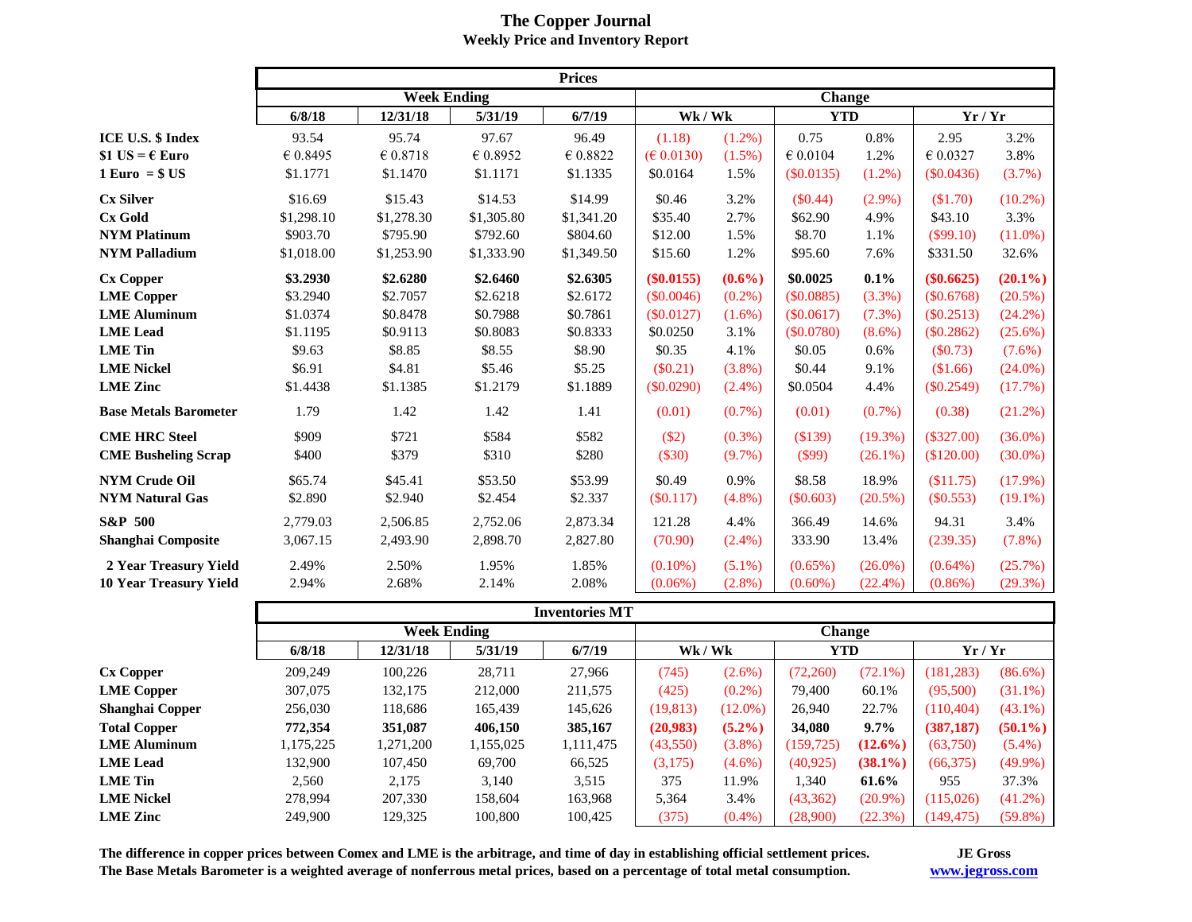# The Copper Journal

## Weekly Price and Inventory Report

| | Prices | | | | | | | | | |
|---|---|---|---|---|---|---|---|---|---|---|
| | Week Ending | | | | Change | | | | | |
| | 6/8/18 | 12/31/18 | 5/31/19 | 6/7/19 | Wk / Wk | | YTD | | Yr / Yr | |
| **ICE U.S. $ Index** | 93.54 | 95.74 | 97.67 | 96.49 | (1.18) | (1.2%) | 0.75 | 0.8% | 2.95 | 3.2% |
| **$1 US = € Euro** | € 0.8495 | € 0.8718 | € 0.8952 | € 0.8822 | (€ 0.0130) | (1.5%) | € 0.0104 | 1.2% | € 0.0327 | 3.8% |
| **1 Euro = $ US** | $1.1771 | $1.1470 | $1.1171 | $1.1335 | $0.0164 | 1.5% | ($0.0135) | (1.2%) | ($0.0436) | (3.7%) |
| **Cx Silver** | $16.69 | $15.43 | $14.53 | $14.99 | $0.46 | 3.2% | ($0.44) | (2.9%) | ($1.70) | (10.2%) |
| **Cx Gold** | $1,298.10 | $1,278.30 | $1,305.80 | $1,341.20 | $35.40 | 2.7% | $62.90 | 4.9% | $43.10 | 3.3% |
| **NYM Platinum** | $903.70 | $795.90 | $792.60 | $804.60 | $12.00 | 1.5% | $8.70 | 1.1% | ($99.10) | (11.0%) |
| **NYM Palladium** | $1,018.00 | $1,253.90 | $1,333.90 | $1,349.50 | $15.60 | 1.2% | $95.60 | 7.6% | $331.50 | 32.6% |
| **Cx Copper** | **$3.2930** | **$2.6280** | **$2.6460** | **$2.6305** | **($0.0155)** | **(0.6%)** | **$0.0025** | **0.1%** | **($0.6625)** | **(20.1%)** |
| **LME Copper** | $3.2940 | $2.7057 | $2.6218 | $2.6172 | ($0.0046) | (0.2%) | ($0.0885) | (3.3%) | ($0.6768) | (20.5%) |
| **LME Aluminum** | $1.0374 | $0.8478 | $0.7988 | $0.7861 | ($0.0127) | (1.6%) | ($0.0617) | (7.3%) | ($0.2513) | (24.2%) |
| **LME Lead** | $1.1195 | $0.9113 | $0.8083 | $0.8333 | $0.0250 | 3.1% | ($0.0780) | (8.6%) | ($0.2862) | (25.6%) |
| **LME Tin** | $9.63 | $8.85 | $8.55 | $8.90 | $0.35 | 4.1% | $0.05 | 0.6% | ($0.73) | (7.6%) |
| **LME Nickel** | $6.91 | $4.81 | $5.46 | $5.25 | ($0.21) | (3.8%) | $0.44 | 9.1% | ($1.66) | (24.0%) |
| **LME Zinc** | $1.4438 | $1.1385 | $1.2179 | $1.1889 | ($0.0290) | (2.4%) | $0.0504 | 4.4% | ($0.2549) | (17.7%) |
| **Base Metals Barometer** | 1.79 | 1.42 | 1.42 | 1.41 | (0.01) | (0.7%) | (0.01) | (0.7%) | (0.38) | (21.2%) |
| **CME HRC Steel** | $909 | $721 | $584 | $582 | ($2) | (0.3%) | ($139) | (19.3%) | ($327.00) | (36.0%) |
| **CME Busheling Scrap** | $400 | $379 | $310 | $280 | ($30) | (9.7%) | ($99) | (26.1%) | ($120.00) | (30.0%) |
| **NYM Crude Oil** | $65.74 | $45.41 | $53.50 | $53.99 | $0.49 | 0.9% | $8.58 | 18.9% | ($11.75) | (17.9%) |
| **NYM Natural Gas** | $2.890 | $2.940 | $2.454 | $2.337 | ($0.117) | (4.8%) | ($0.603) | (20.5%) | ($0.553) | (19.1%) |
| **S&P 500** | 2,779.03 | 2,506.85 | 2,752.06 | 2,873.34 | 121.28 | 4.4% | 366.49 | 14.6% | 94.31 | 3.4% |
| **Shanghai Composite** | 3,067.15 | 2,493.90 | 2,898.70 | 2,827.80 | (70.90) | (2.4%) | 333.90 | 13.4% | (239.35) | (7.8%) |
| **2 Year Treasury Yield** | 2.49% | 2.50% | 1.95% | 1.85% | (0.10%) | (5.1%) | (0.65%) | (26.0%) | (0.64%) | (25.7%) |
| **10 Year Treasury Yield** | 2.94% | 2.68% | 2.14% | 2.08% | (0.06%) | (2.8%) | (0.60%) | (22.4%) | (0.86%) | (29.3%) |

| | Inventories MT | | | | | | | | | |
|---|---|---|---|---|---|---|---|---|---|---|
| | Week Ending | | | | Change | | | | | |
| | 6/8/18 | 12/31/18 | 5/31/19 | 6/7/19 | Wk / Wk | | YTD | | Yr / Yr | |
| **Cx Copper** | 209,249 | 100,226 | 28,711 | 27,966 | (745) | (2.6%) | (72,260) | (72.1%) | (181,283) | (86.6%) |
| **LME Copper** | 307,075 | 132,175 | 212,000 | 211,575 | (425) | (0.2%) | 79,400 | 60.1% | (95,500) | (31.1%) |
| **Shanghai Copper** | 256,030 | 118,686 | 165,439 | 145,626 | (19,813) | (12.0%) | 26,940 | 22.7% | (110,404) | (43.1%) |
| **Total Copper** | **772,354** | **351,087** | **406,150** | **385,167** | **(20,983)** | **(5.2%)** | **34,080** | **9.7%** | **(387,187)** | **(50.1%)** |
| **LME Aluminum** | 1,175,225 | 1,271,200 | 1,155,025 | 1,111,475 | (43,550) | (3.8%) | (159,725) | **(12.6%)** | (63,750) | (5.4%) |
| **LME Lead** | 132,900 | 107,450 | 69,700 | 66,525 | (3,175) | (4.6%) | (40,925) | **(38.1%)** | (66,375) | (49.9%) |
| **LME Tin** | 2,560 | 2,175 | 3,140 | 3,515 | 375 | 11.9% | 1,340 | **61.6%** | 955 | 37.3% |
| **LME Nickel** | 278,994 | 207,330 | 158,604 | 163,968 | 5,364 | 3.4% | (43,362) | (20.9%) | (115,026) | (41.2%) |
| **LME Zinc** | 249,900 | 129,325 | 100,800 | 100,425 | (375) | (0.4%) | (28,900) | (22.3%) | (149,475) | (59.8%) |

**The difference in copper prices between Comex and LME is the arbitrage, and time of day in establishing official settlement prices.**

**The Base Metals Barometer is a weighted average of nonferrous metal prices, based on a percentage of total metal consumption.**

**JE Gross**
**www.jegross.com**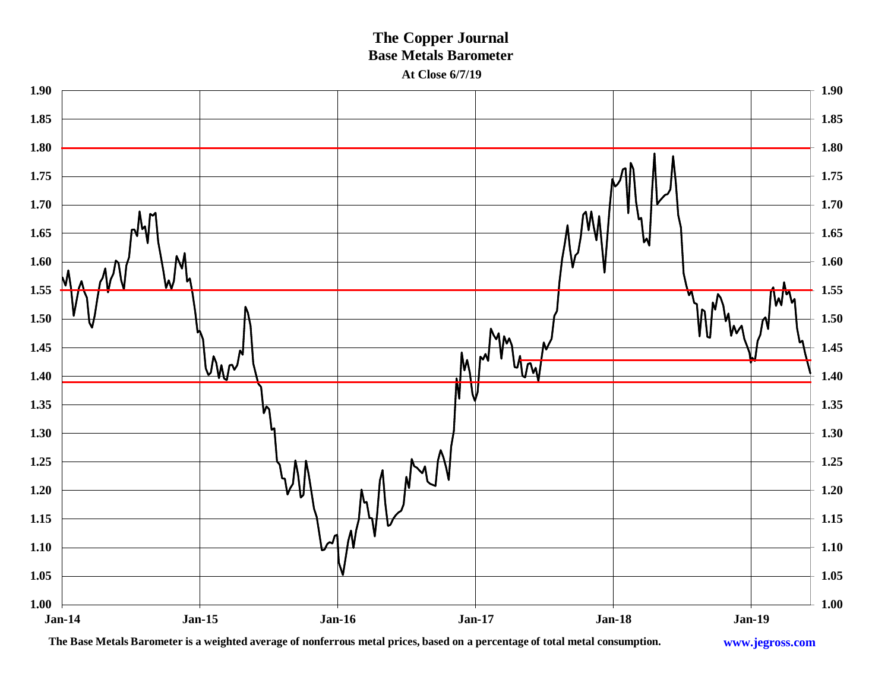# The Copper Journal

## Base Metals Barometer

**At Close 6/7/19**

The Base Metals Barometer is a weighted average of nonferrous metal prices, based on a percentage of total metal consumption.

www.jegross.com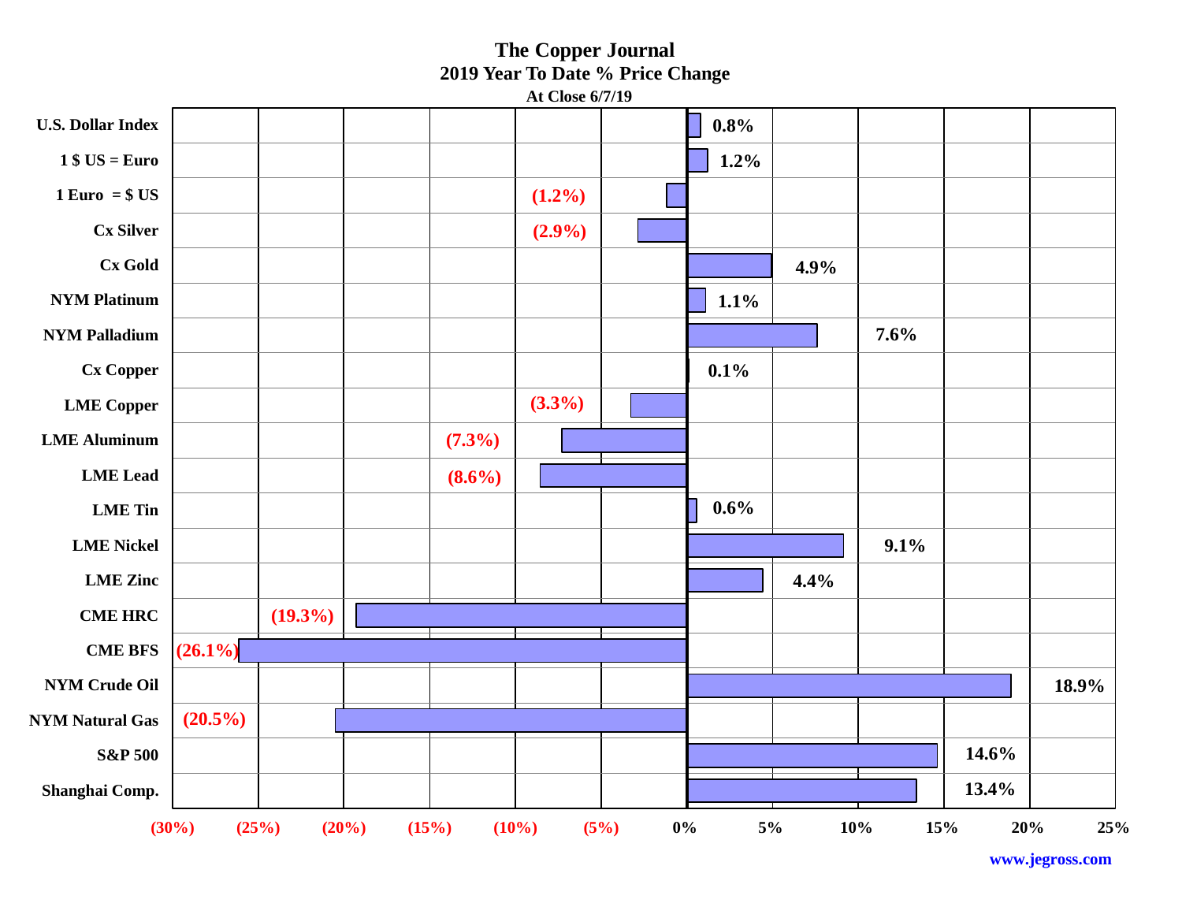# The Copper Journal

## 2019 Year To Date % Price Change

**At Close 6/7/19**

| Item | % Price Change |
|---|---|
| U.S. Dollar Index | 0.8% |
| 1 $ US = Euro | 1.2% |
| 1 Euro = $ US | (1.2%) |
| Cx Silver | (2.9%) |
| Cx Gold | 4.9% |
| NYM Platinum | 1.1% |
| NYM Palladium | 7.6% |
| Cx Copper | 0.1% |
| LME Copper | (3.3%) |
| LME Aluminum | (7.3%) |
| LME Lead | (8.6%) |
| LME Tin | 0.6% |
| LME Nickel | 9.1% |
| LME Zinc | 4.4% |
| CME HRC | (19.3%) |
| CME BFS | (26.1%) |
| NYM Crude Oil | 18.9% |
| NYM Natural Gas | (20.5%) |
| S&P 500 | 14.6% |
| Shanghai Comp. | 13.4% |

www.jegross.com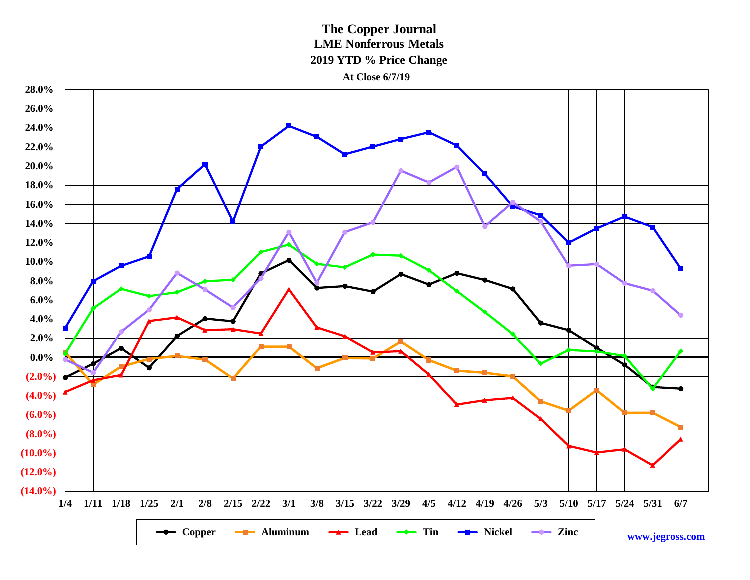# The Copper Journal

## LME Nonferrous Metals

### 2019 YTD % Price Change

**At Close 6/7/19**

www.jegross.com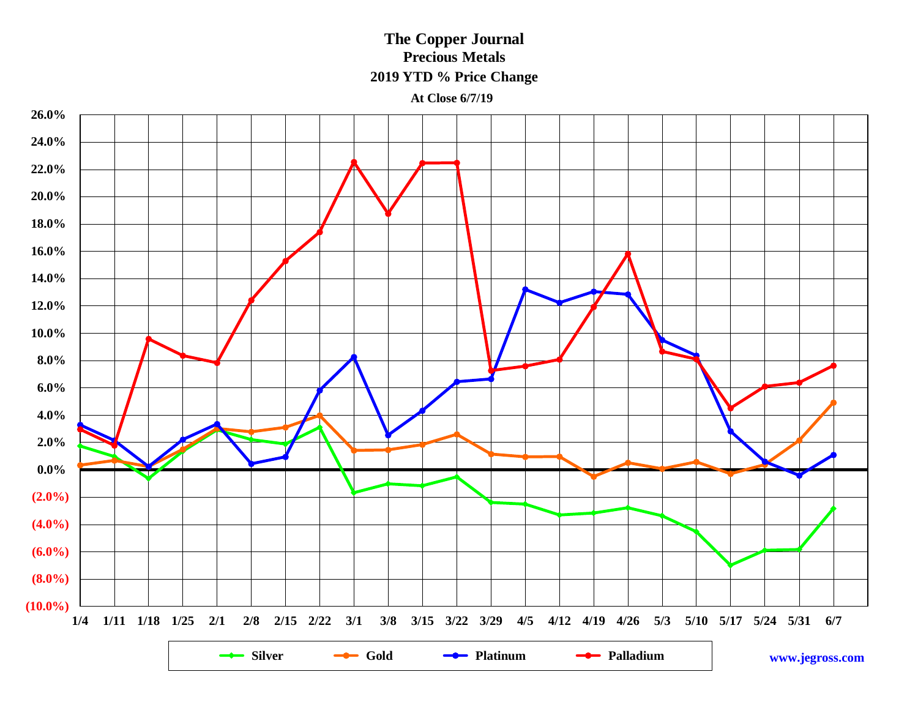# The Copper Journal

## Precious Metals

### 2019 YTD % Price Change

**At Close 6/7/19**

Silver | Gold | Platinum | Palladium

www.jegross.com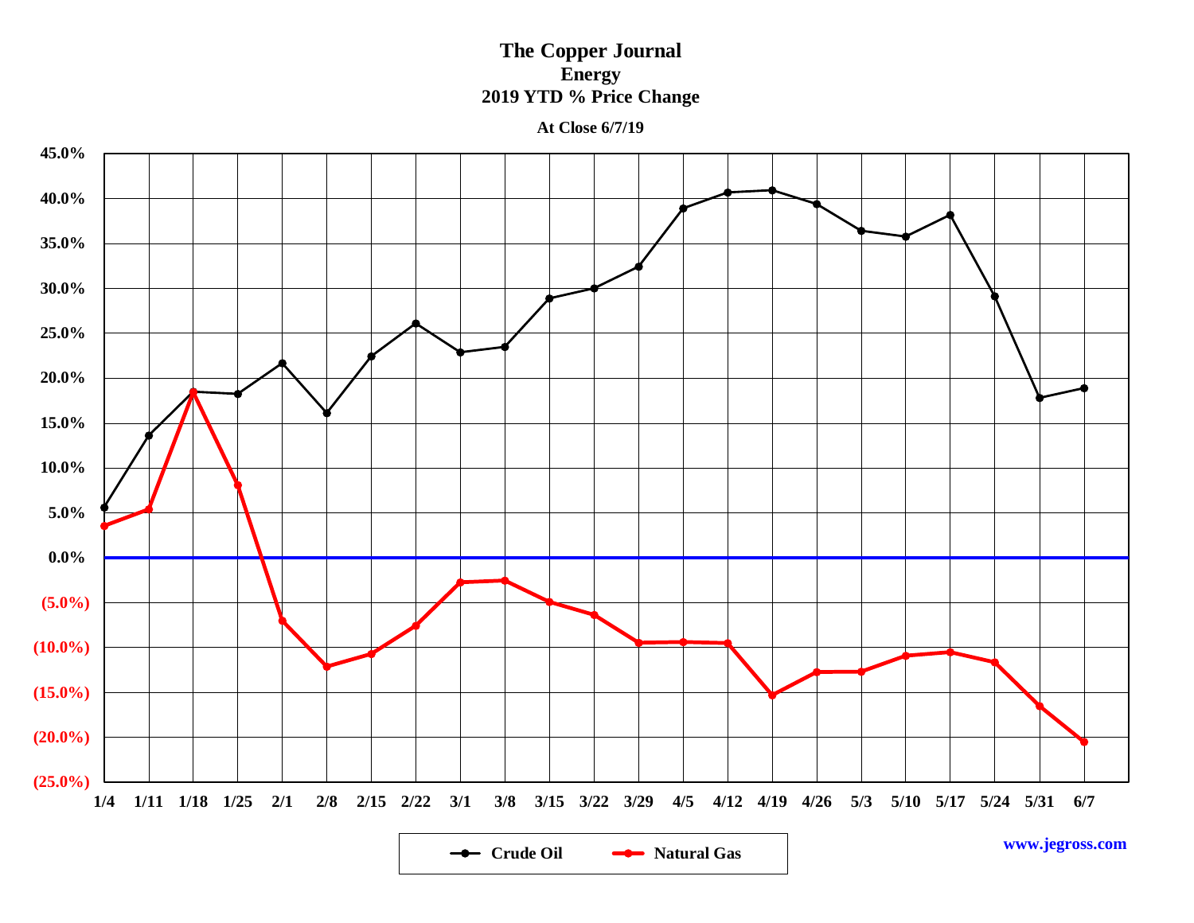# The Copper Journal
## Energy
### 2019 YTD % Price Change

**At Close 6/7/19**

Crude Oil — Natural Gas

www.jegross.com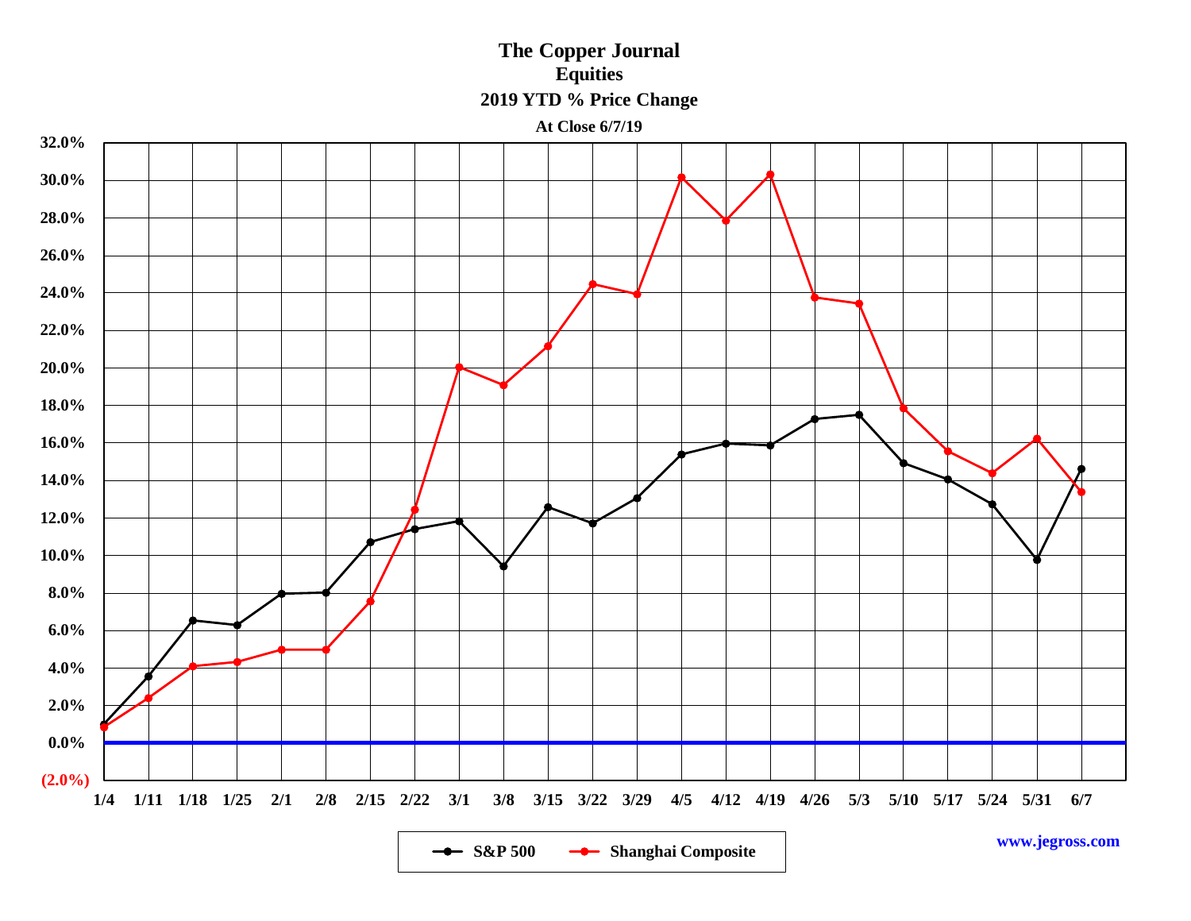# The Copper Journal

## Equities

### 2019 YTD % Price Change

**At Close 6/7/19**

**S&P 500** — **Shanghai Composite**

www.jegross.com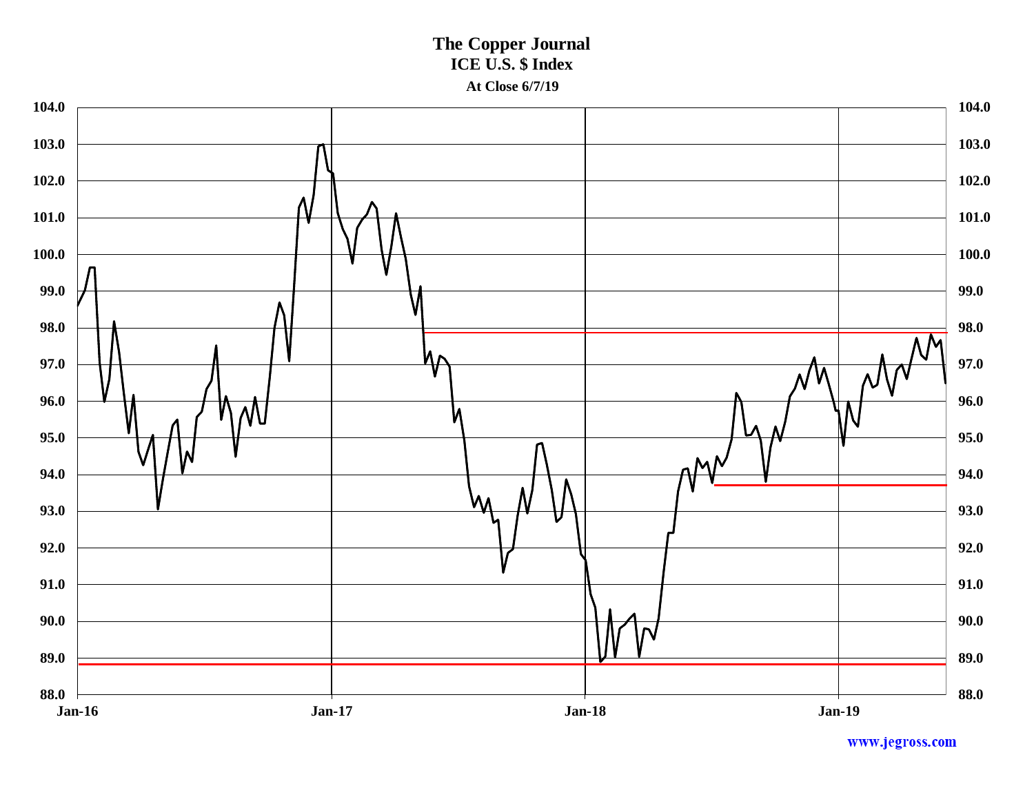# The Copper Journal

## ICE U.S. $ Index

### At Close 6/7/19

www.jegross.com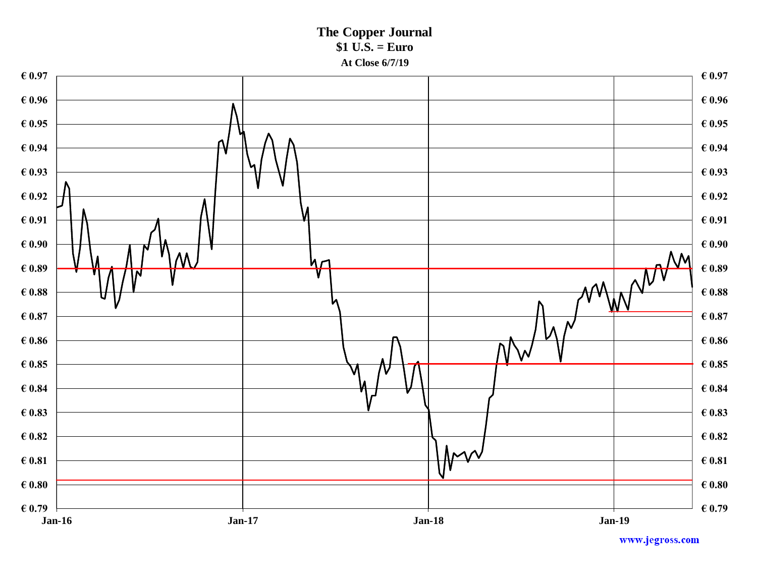# The Copper Journal

## $1 U.S. = Euro

### At Close 6/7/19

€ 0.97
€ 0.96
€ 0.95
€ 0.94
€ 0.93
€ 0.92
€ 0.91
€ 0.90
€ 0.89
€ 0.88
€ 0.87
€ 0.86
€ 0.85
€ 0.84
€ 0.83
€ 0.82
€ 0.81
€ 0.80
€ 0.79

Jan-16 Jan-17 Jan-18 Jan-19

www.jegross.com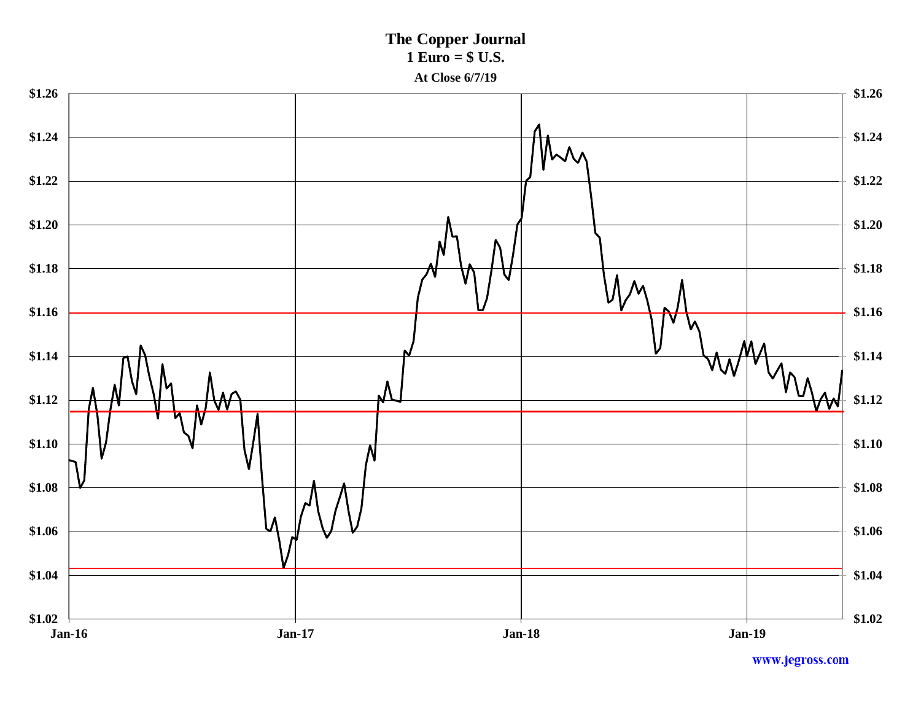# The Copper Journal

**1 Euro = $ U.S.**

**At Close 6/7/19**

$1.26
$1.24
$1.22
$1.20
$1.18
$1.16
$1.14
$1.12
$1.10
$1.08
$1.06
$1.04
$1.02

Jan-16 Jan-17 Jan-18 Jan-19

www.jegross.com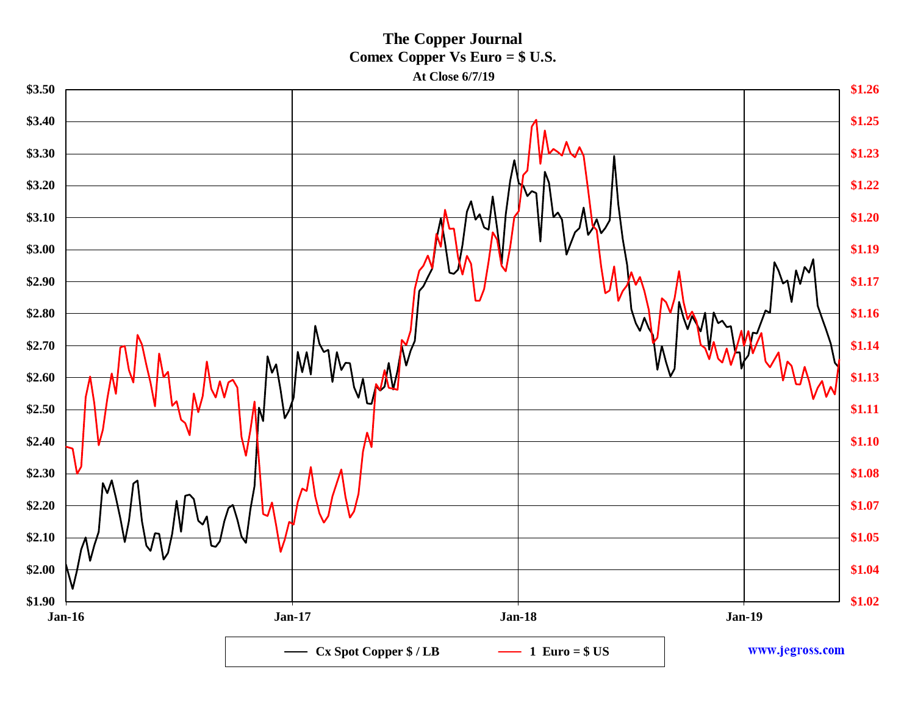# The Copper Journal

## Comex Copper Vs Euro = $ U.S.

### At Close 6/7/19

www.jegross.com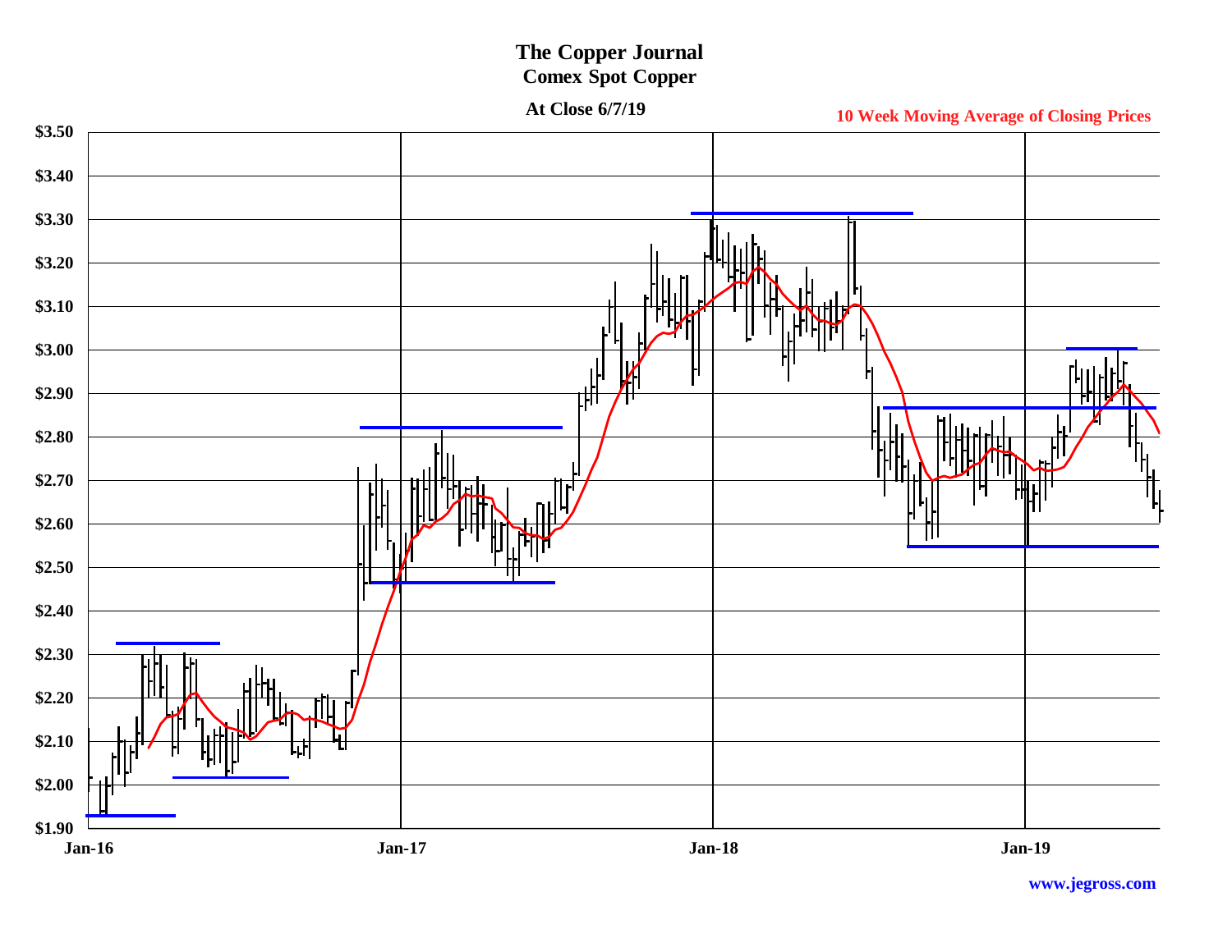# The Copper Journal

## Comex Spot Copper

**At Close 6/7/19**

**10 Week Moving Average of Closing Prices**

$3.50
$3.40
$3.30
$3.20
$3.10
$3.00
$2.90
$2.80
$2.70
$2.60
$2.50
$2.40
$2.30
$2.20
$2.10
$2.00
$1.90

Jan-16 Jan-17 Jan-18 Jan-19

www.jegross.com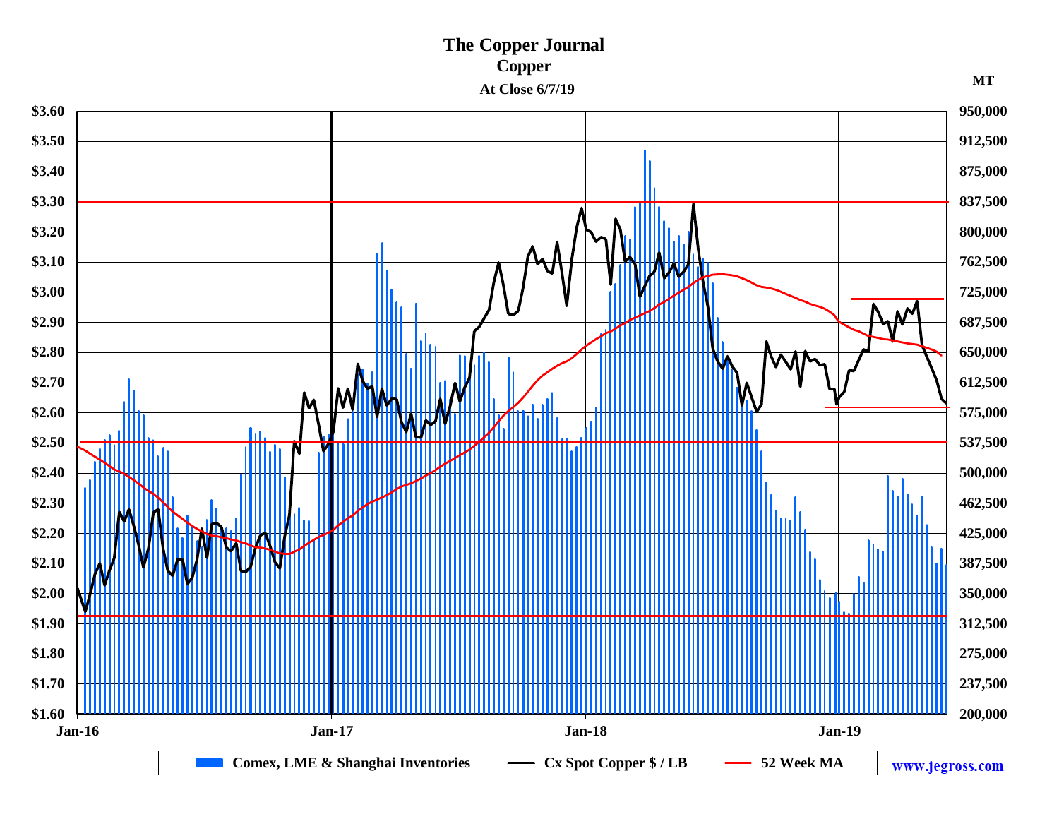# The Copper Journal

## Copper

### At Close 6/7/19

MT

| Price ($/LB) | MT |
|---|---|
| $3.60 | 950,000 |
| $3.50 | 912,500 |
| $3.40 | 875,000 |
| $3.30 | 837,500 |
| $3.20 | 800,000 |
| $3.10 | 762,500 |
| $3.00 | 725,000 |
| $2.90 | 687,500 |
| $2.80 | 650,000 |
| $2.70 | 612,500 |
| $2.60 | 575,000 |
| $2.50 | 537,500 |
| $2.40 | 500,000 |
| $2.30 | 462,500 |
| $2.20 | 425,000 |
| $2.10 | 387,500 |
| $2.00 | 350,000 |
| $1.90 | 312,500 |
| $1.80 | 275,000 |
| $1.70 | 237,500 |
| $1.60 | 200,000 |

Jan-16 Jan-17 Jan-18 Jan-19

Comex, LME & Shanghai Inventories — Cx Spot Copper $ / LB — 52 Week MA

www.jegross.com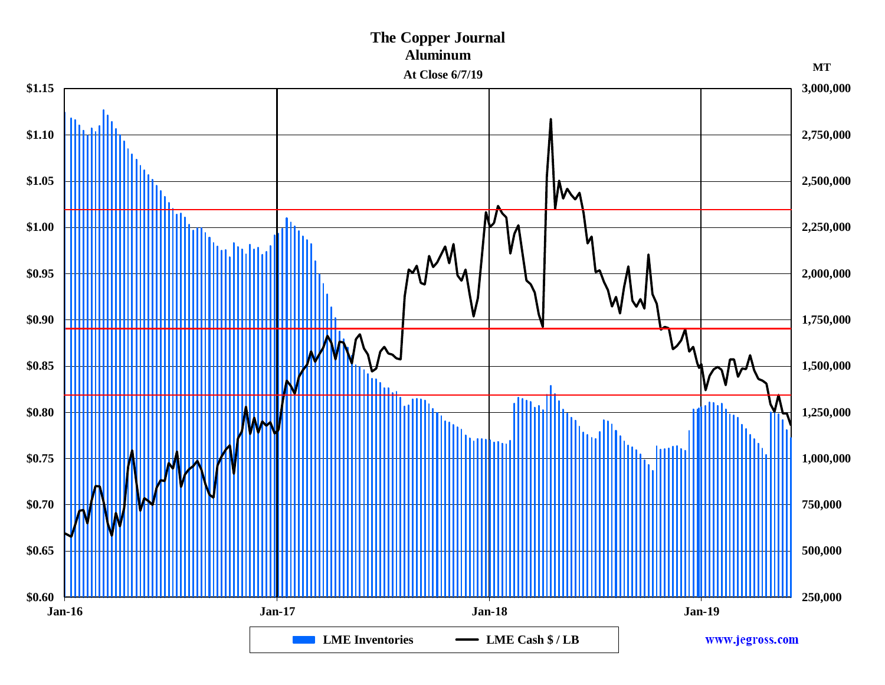# The Copper Journal

## Aluminum

### At Close 6/7/19

MT

$1.15 | 3,000,000
$1.10 | 2,750,000
$1.05 | 2,500,000
$1.00 | 2,250,000
$0.95 | 2,000,000
$0.90 | 1,750,000
$0.85 | 1,500,000
$0.80 | 1,250,000
$0.75 | 1,000,000
$0.70 | 750,000
$0.65 | 500,000
$0.60 | 250,000

Jan-16 | Jan-17 | Jan-18 | Jan-19

LME Inventories — LME Cash $ / LB

www.jegross.com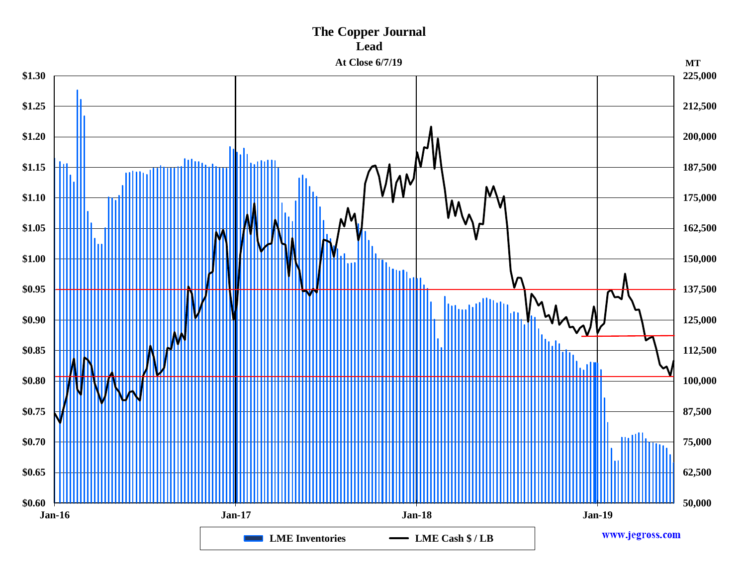# The Copper Journal

## Lead

### At Close 6/7/19

| Left axis ($/LB) | Right axis (MT) |
| --- | --- |
| $1.30 | 225,000 |
| $1.25 | 212,500 |
| $1.20 | 200,000 |
| $1.15 | 187,500 |
| $1.10 | 175,000 |
| $1.05 | 162,500 |
| $1.00 | 150,000 |
| $0.95 | 137,500 |
| $0.90 | 125,000 |
| $0.85 | 112,500 |
| $0.80 | 100,000 |
| $0.75 | 87,500 |
| $0.70 | 75,000 |
| $0.65 | 62,500 |
| $0.60 | 50,000 |

Jan-16 Jan-17 Jan-18 Jan-19

LME Inventories — LME Cash $ / LB

www.jegross.com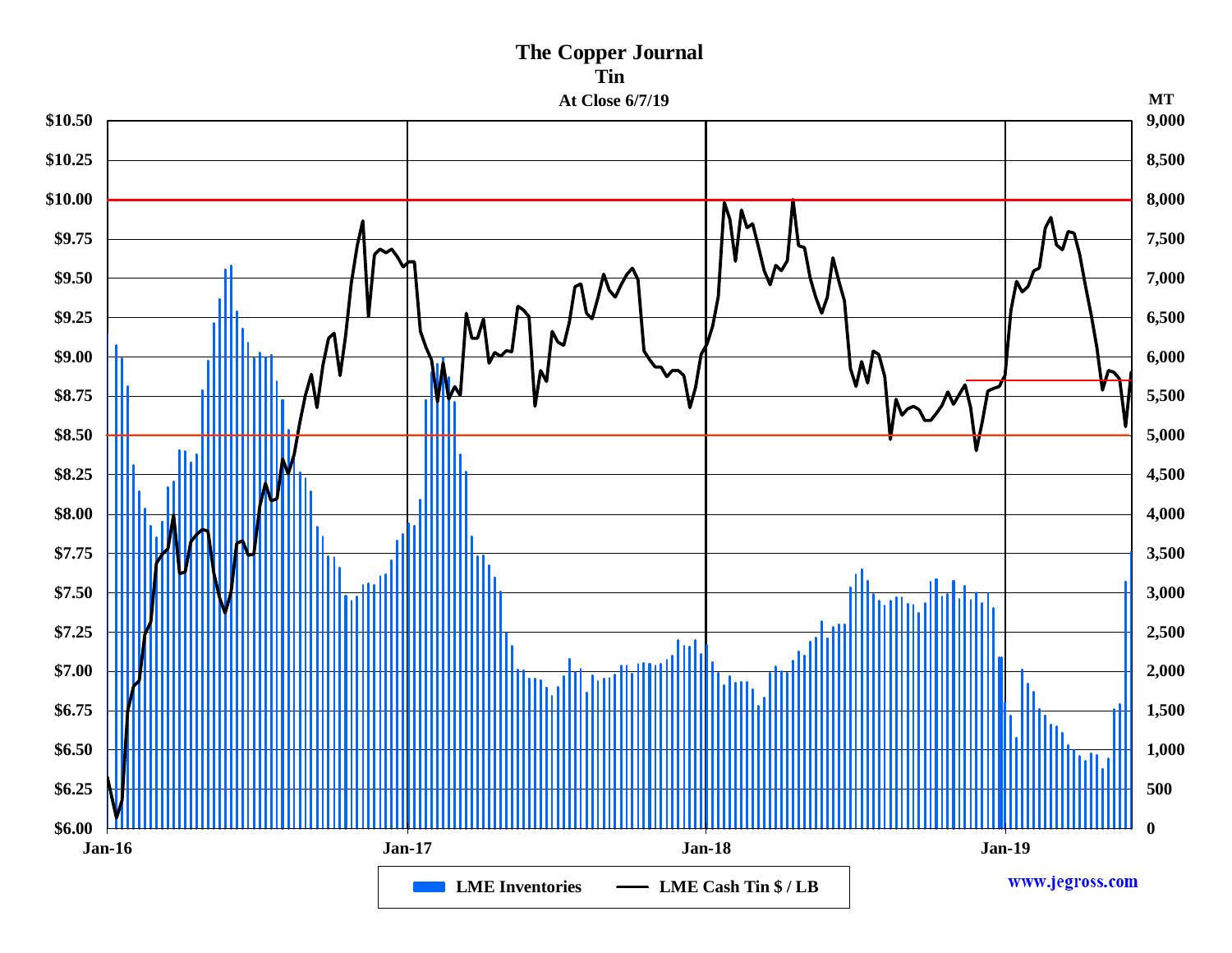# The Copper Journal

## Tin

### At Close 6/7/19

$10.50
$10.25
$10.00
$9.75
$9.50
$9.25
$9.00
$8.75
$8.50
$8.25
$8.00
$7.75
$7.50
$7.25
$7.00
$6.75
$6.50
$6.25
$6.00

MT

9,000
8,500
8,000
7,500
7,000
6,500
6,000
5,500
5,000
4,500
4,000
3,500
3,000
2,500
2,000
1,500
1,000
500
0

Jan-16 Jan-17 Jan-18 Jan-19

LME Inventories — LME Cash Tin $ / LB

www.jegross.com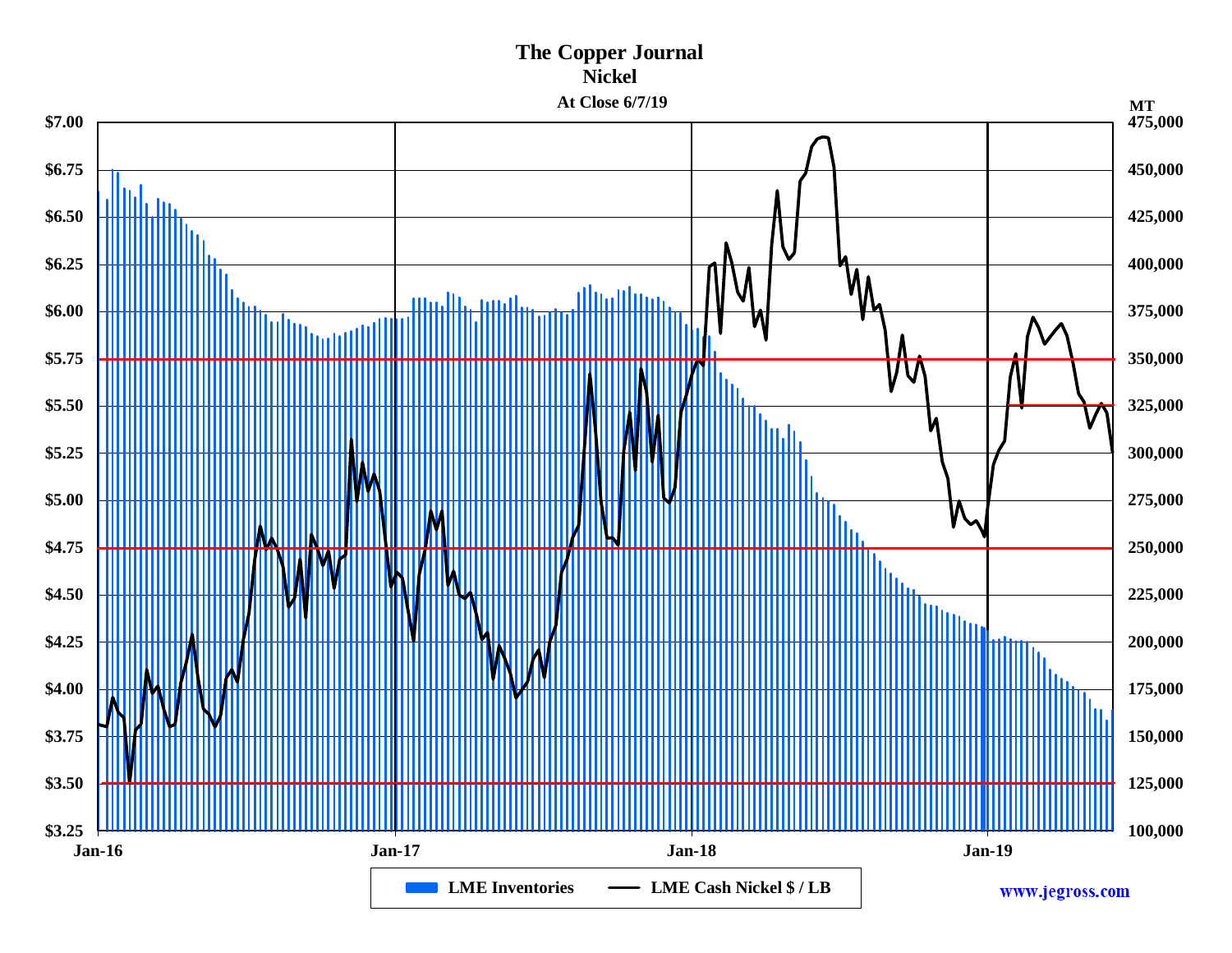# The Copper Journal

## Nickel

### At Close 6/7/19

| $ / LB | MT |
|---|---|
| $7.00 | 475,000 |
| $6.75 | 450,000 |
| $6.50 | 425,000 |
| $6.25 | 400,000 |
| $6.00 | 375,000 |
| $5.75 | 350,000 |
| $5.50 | 325,000 |
| $5.25 | 300,000 |
| $5.00 | 275,000 |
| $4.75 | 250,000 |
| $4.50 | 225,000 |
| $4.25 | 200,000 |
| $4.00 | 175,000 |
| $3.75 | 150,000 |
| $3.50 | 125,000 |
| $3.25 | 100,000 |

Jan-16 | Jan-17 | Jan-18 | Jan-19

LME Inventories — LME Cash Nickel $ / LB

www.jegross.com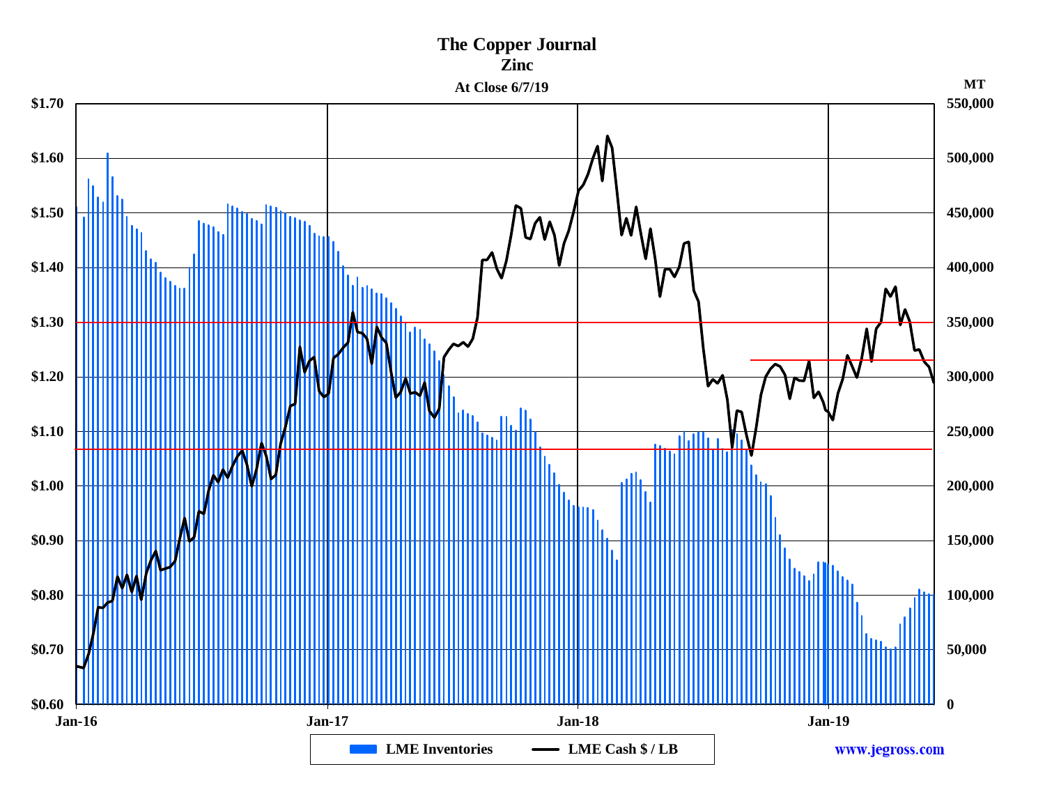# The Copper Journal

## Zinc

At Close 6/7/19

$/LB (left axis): $1.70, $1.60, $1.50, $1.40, $1.30, $1.20, $1.10, $1.00, $0.90, $0.80, $0.70, $0.60

MT (right axis): 550,000, 500,000, 450,000, 400,000, 350,000, 300,000, 250,000, 200,000, 150,000, 100,000, 50,000, 0

Jan-16 | Jan-17 | Jan-18 | Jan-19

LME Inventories — LME Cash $ / LB

www.jegross.com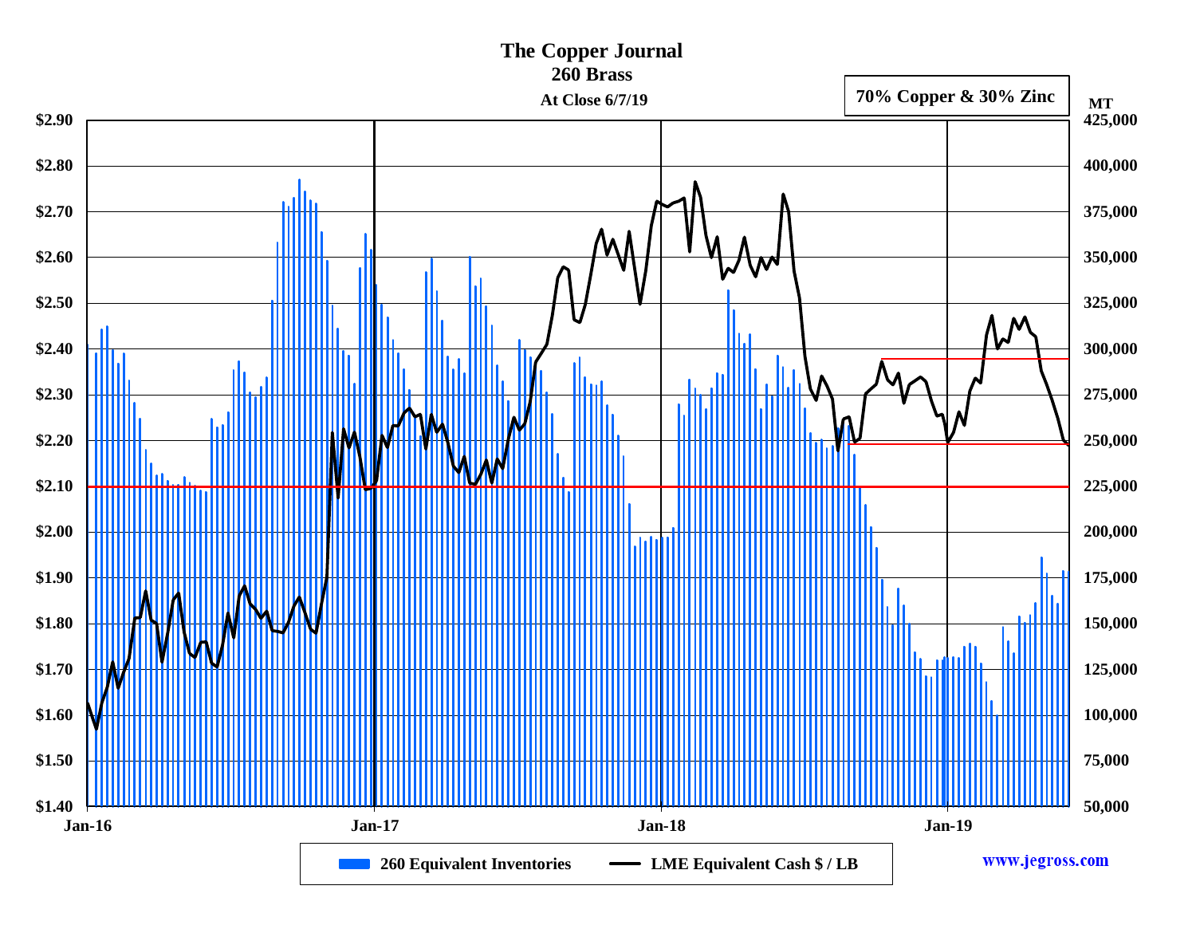# The Copper Journal

## 260 Brass

**At Close 6/7/19**

**70% Copper & 30% Zinc**

| $/LB | MT |
|---|---|
| $2.90 | 425,000 |
| $2.80 | 400,000 |
| $2.70 | 375,000 |
| $2.60 | 350,000 |
| $2.50 | 325,000 |
| $2.40 | 300,000 |
| $2.30 | 275,000 |
| $2.20 | 250,000 |
| $2.10 | 225,000 |
| $2.00 | 200,000 |
| $1.90 | 175,000 |
| $1.80 | 150,000 |
| $1.70 | 125,000 |
| $1.60 | 100,000 |
| $1.50 | 75,000 |
| $1.40 | 50,000 |

Jan-16 | Jan-17 | Jan-18 | Jan-19

260 Equivalent Inventories — LME Equivalent Cash $ / LB

www.jegross.com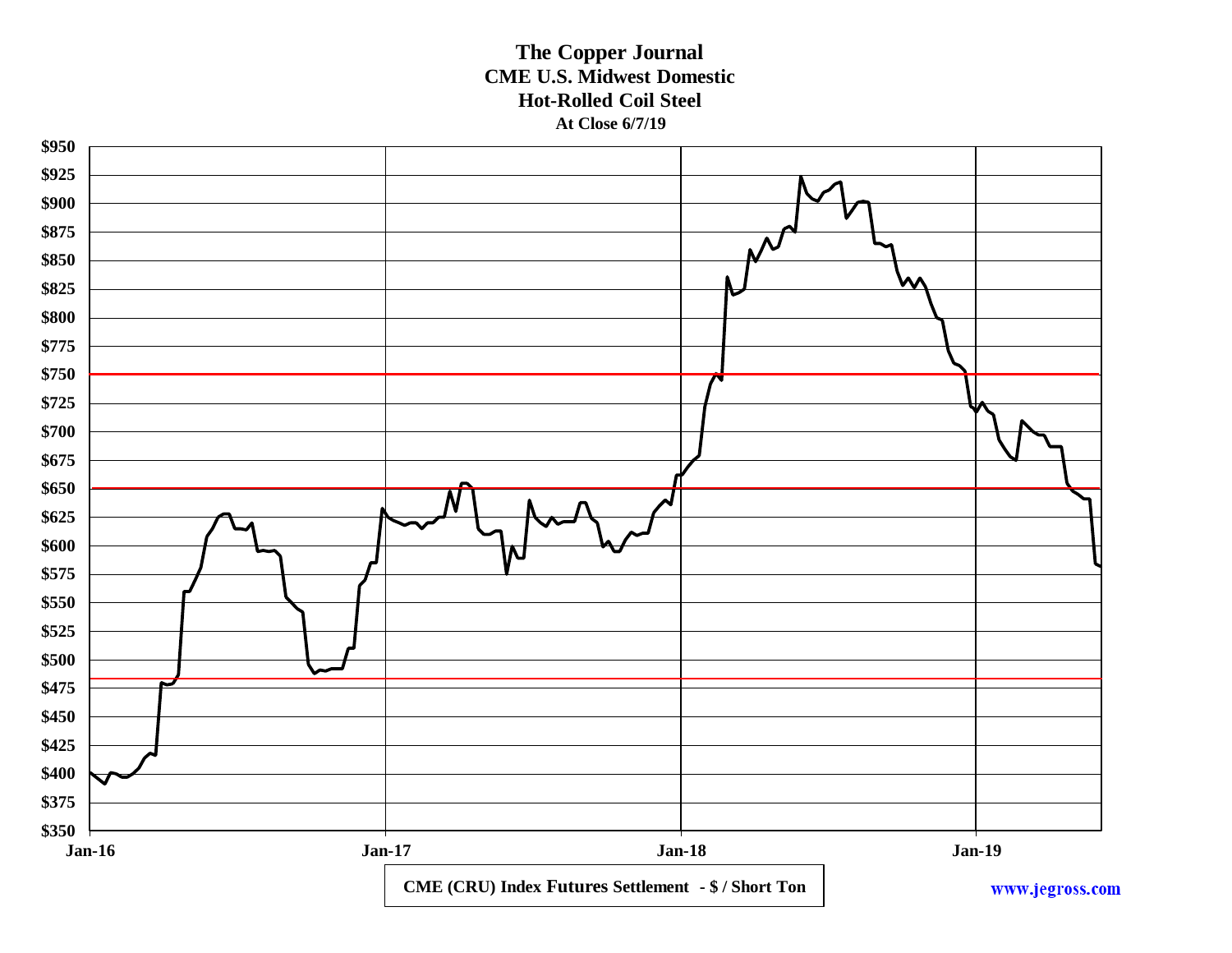# The Copper Journal
## CME U.S. Midwest Domestic
## Hot-Rolled Coil Steel
**At Close 6/7/19**

$950
$925
$900
$875
$850
$825
$800
$775
$750
$725
$700
$675
$650
$625
$600
$575
$550
$525
$500
$475
$450
$425
$400
$375
$350

Jan-16 Jan-17 Jan-18 Jan-19

**CME (CRU) Index Futures Settlement - $ / Short Ton**

www.jegross.com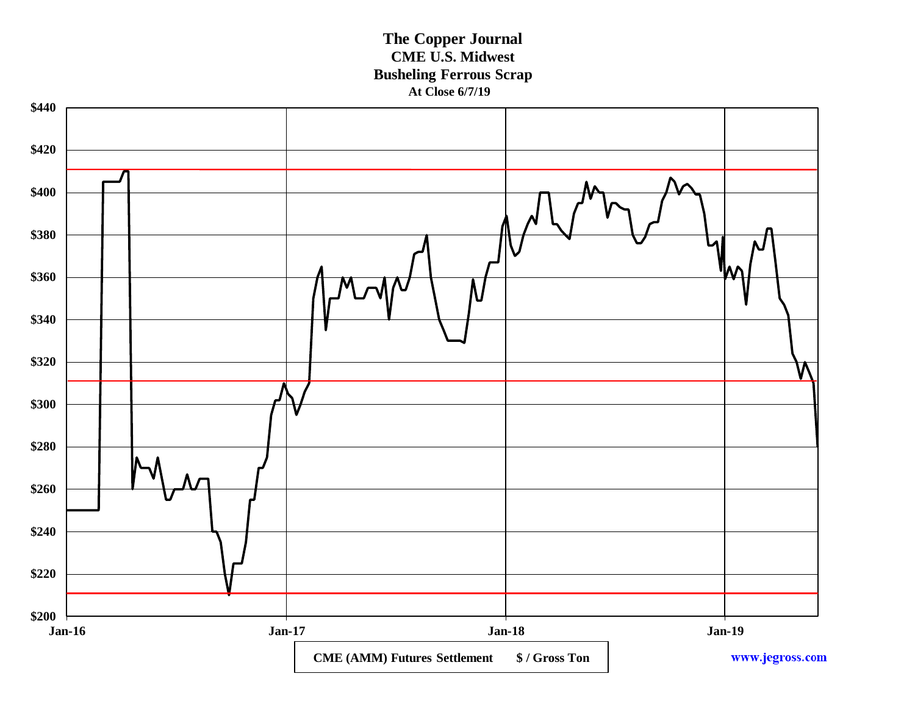# The Copper Journal

## CME U.S. Midwest

## Busheling Ferrous Scrap

**At Close 6/7/19**

$440
$420
$400
$380
$360
$340
$320
$300
$280
$260
$240
$220
$200

Jan-16 Jan-17 Jan-18 Jan-19

CME (AMM) Futures Settlement $ / Gross Ton

www.jegross.com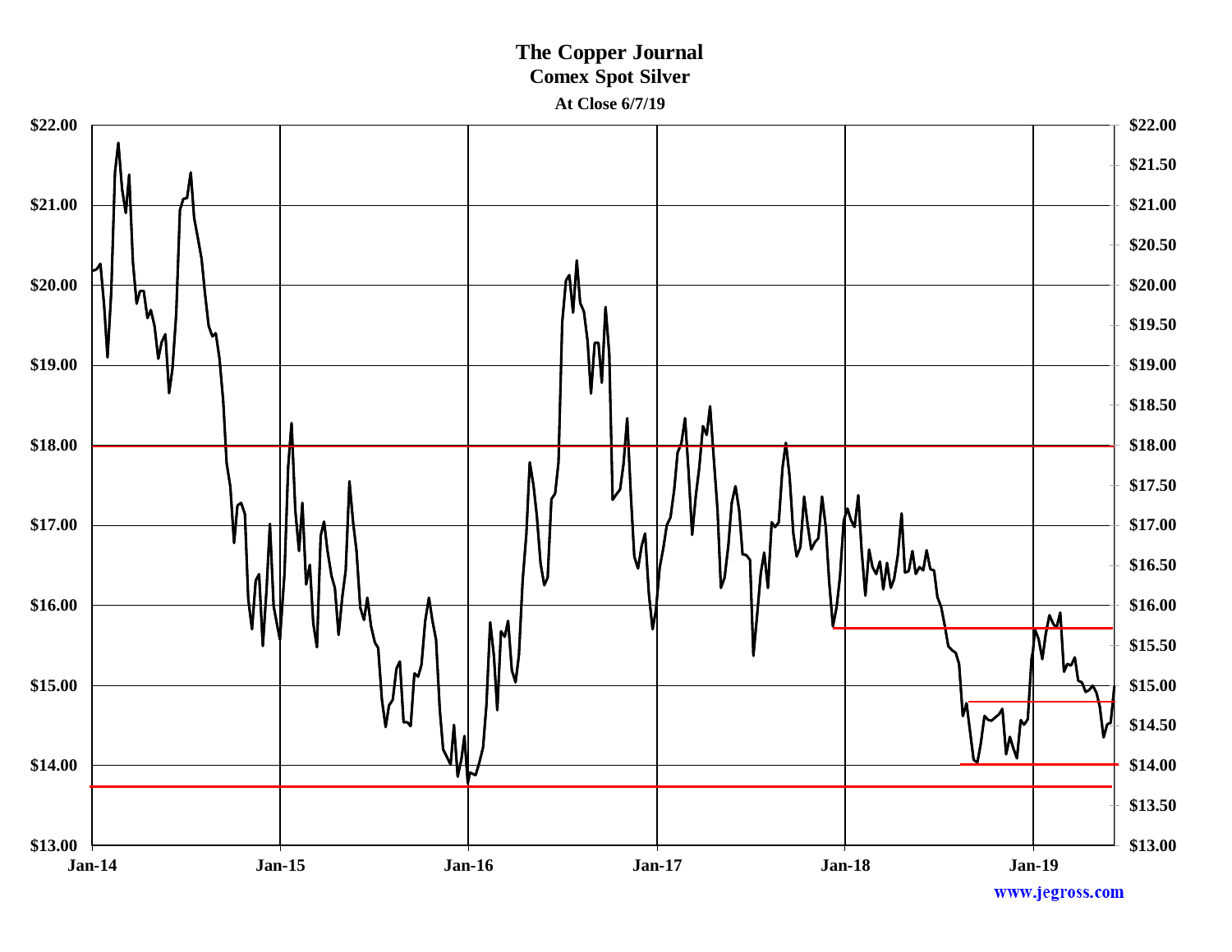# The Copper Journal

## Comex Spot Silver

**At Close 6/7/19**

www.jegross.com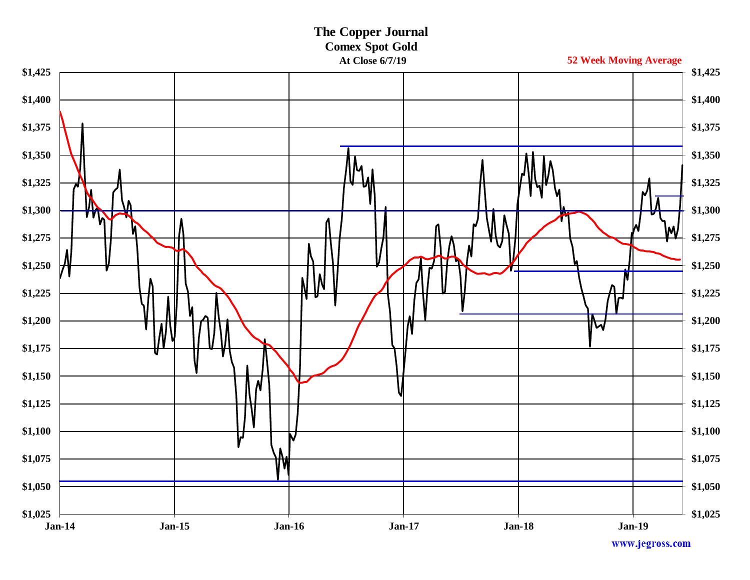# The Copper Journal

## Comex Spot Gold

### At Close 6/7/19

52 Week Moving Average

$1,425
$1,400
$1,375
$1,350
$1,325
$1,300
$1,275
$1,250
$1,225
$1,200
$1,175
$1,150
$1,125
$1,100
$1,075
$1,050
$1,025

Jan-14 Jan-15 Jan-16 Jan-17 Jan-18 Jan-19

www.jegross.com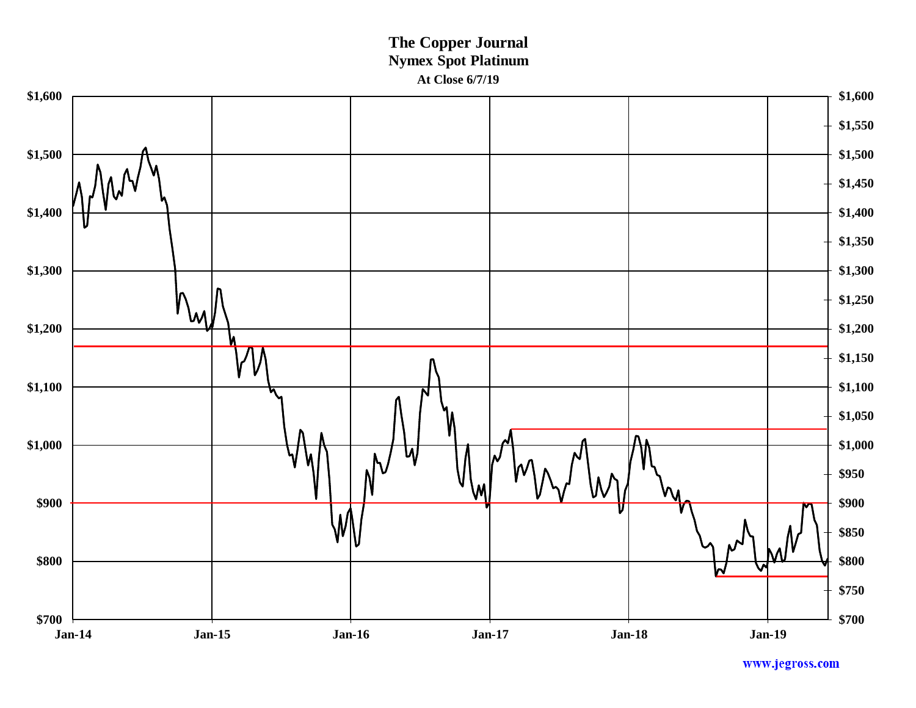# The Copper Journal

## Nymex Spot Platinum

### At Close 6/7/19

www.jegross.com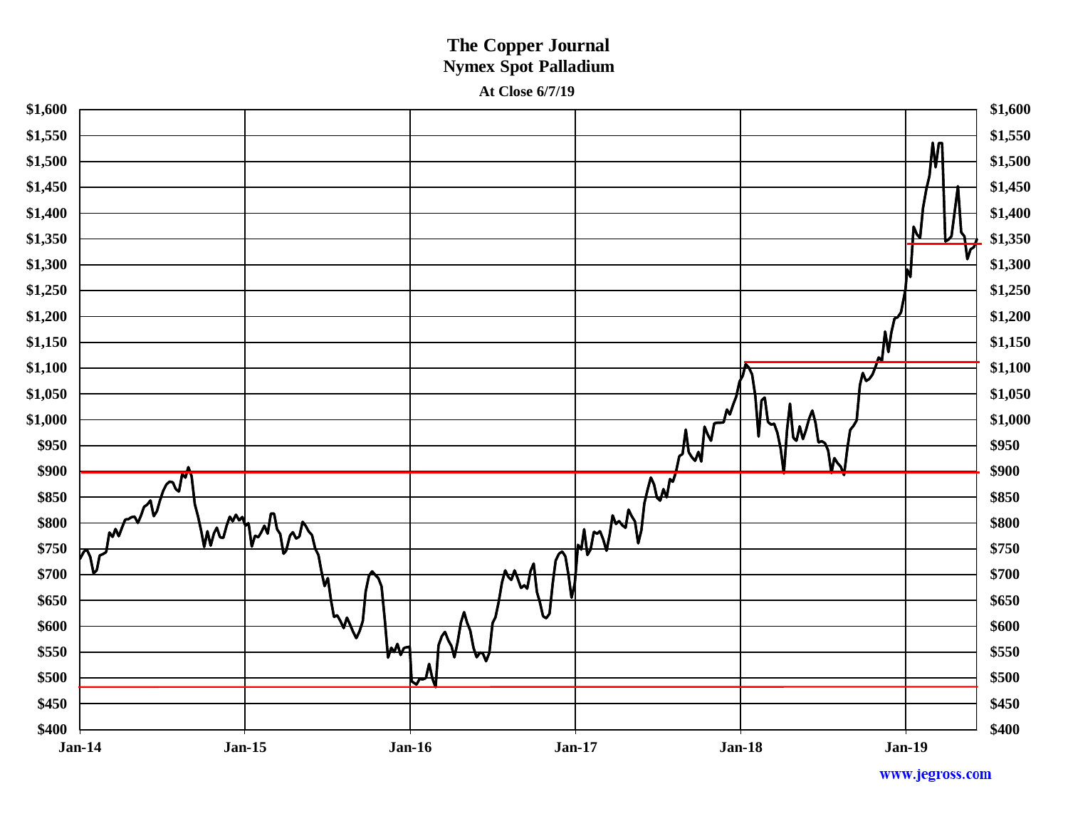# The Copper Journal

## Nymex Spot Palladium

**At Close 6/7/19**

www.jegross.com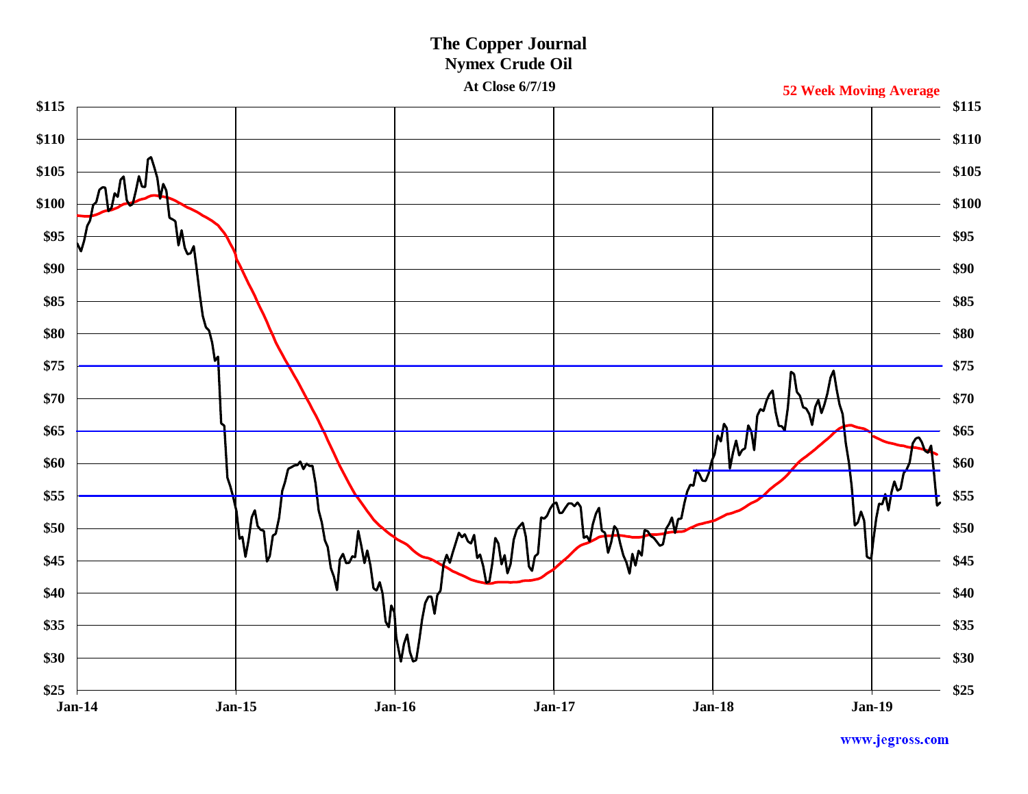# The Copper Journal

## Nymex Crude Oil

At Close 6/7/19

52 Week Moving Average

$115
$110
$105
$100
$95
$90
$85
$80
$75
$70
$65
$60
$55
$50
$45
$40
$35
$30
$25

Jan-14 Jan-15 Jan-16 Jan-17 Jan-18 Jan-19

www.jegross.com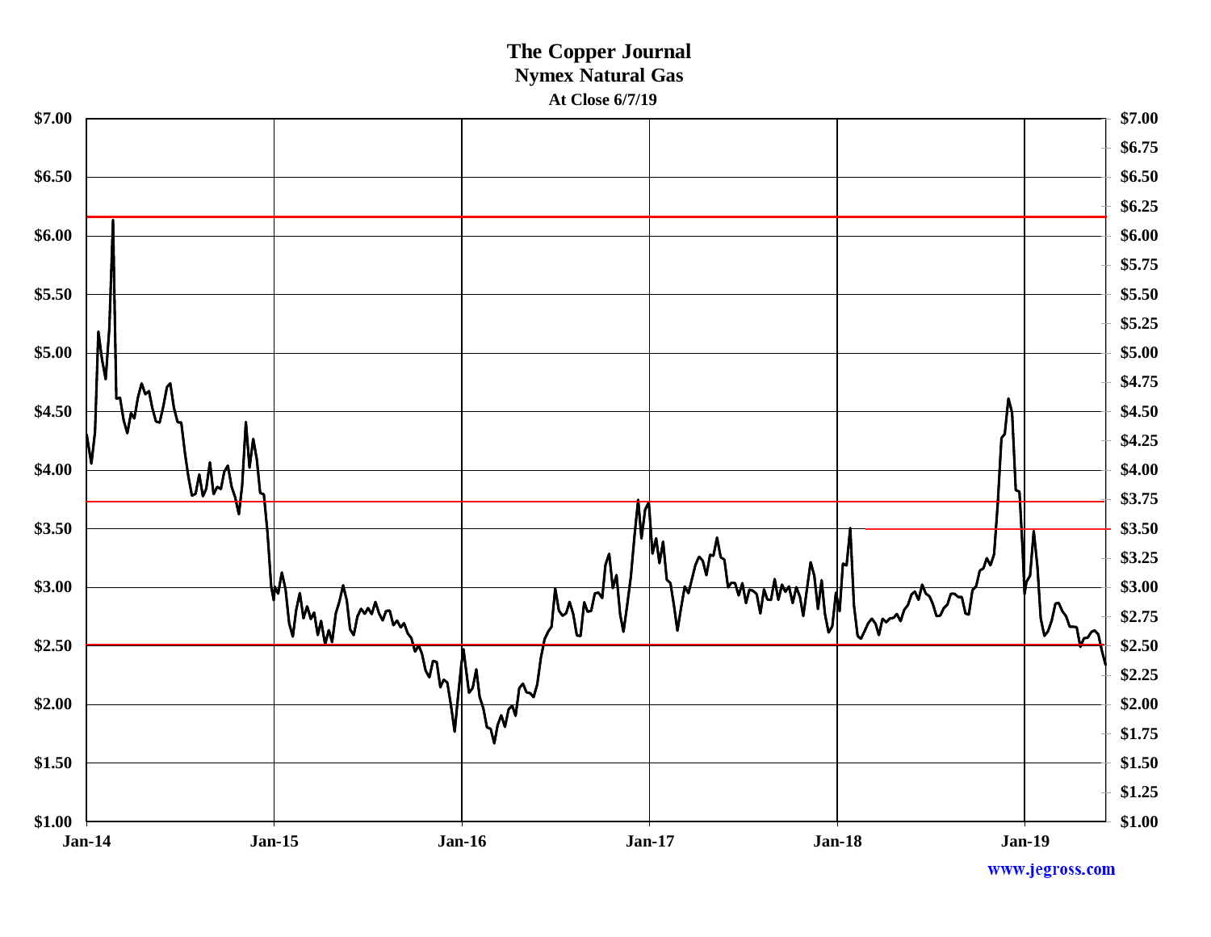# The Copper Journal

## Nymex Natural Gas

### At Close 6/7/19

$7.00
$6.75
$6.50
$6.25
$6.00
$5.75
$5.50
$5.25
$5.00
$4.75
$4.50
$4.25
$4.00
$3.75
$3.50
$3.25
$3.00
$2.75
$2.50
$2.25
$2.00
$1.75
$1.50
$1.25
$1.00

Jan-14 Jan-15 Jan-16 Jan-17 Jan-18 Jan-19

www.jegross.com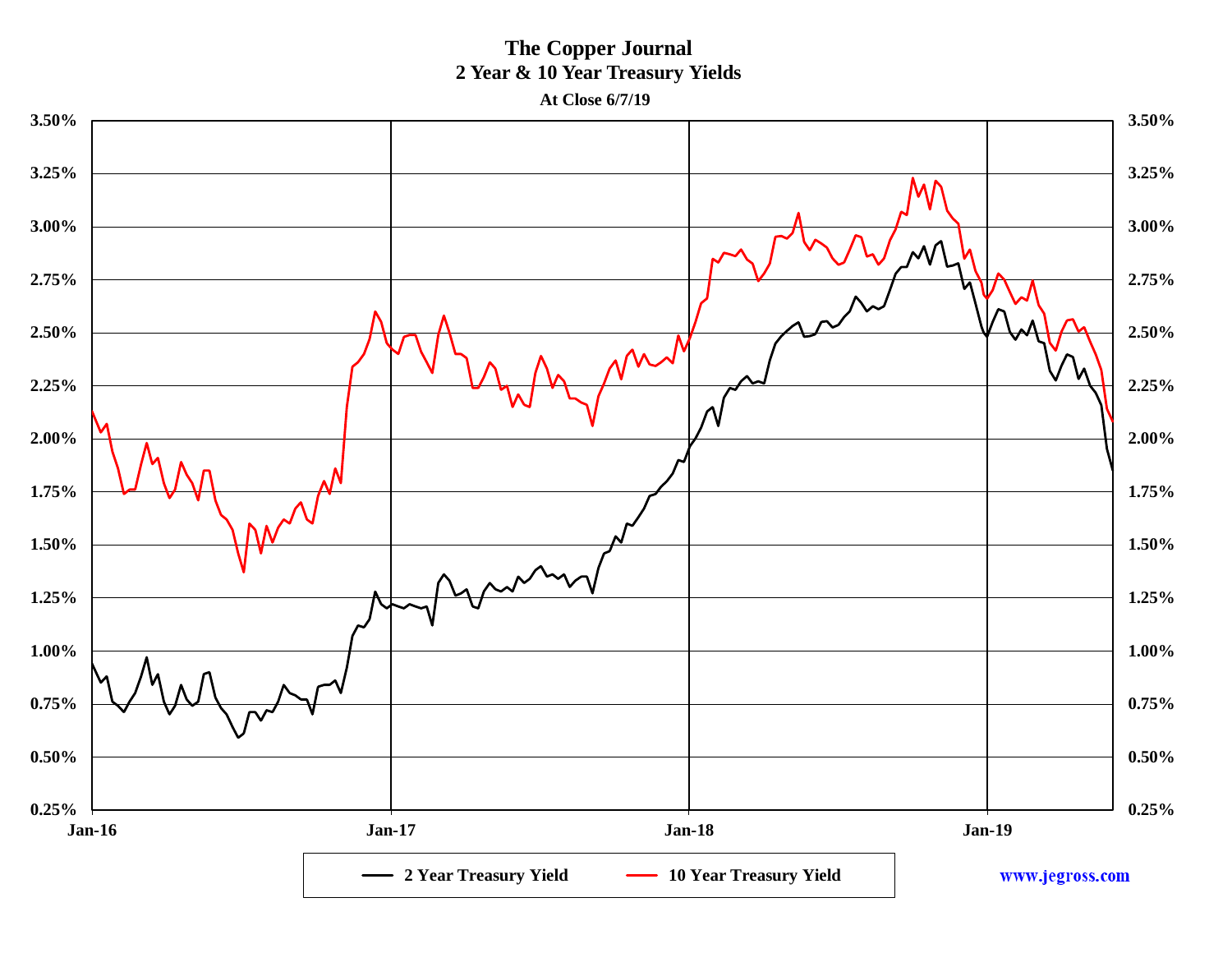# The Copper Journal

## 2 Year & 10 Year Treasury Yields

**At Close 6/7/19**

www.jegross.com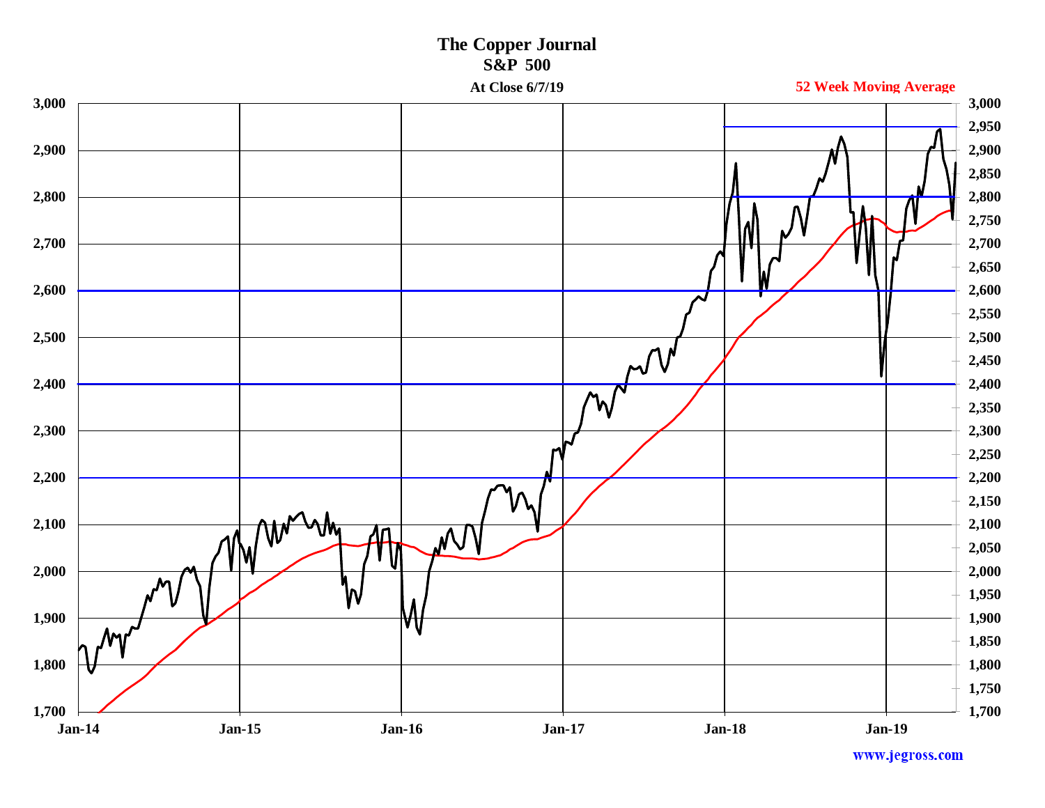# The Copper Journal

## S&P 500

**At Close 6/7/19**

**52 Week Moving Average**

www.jegross.com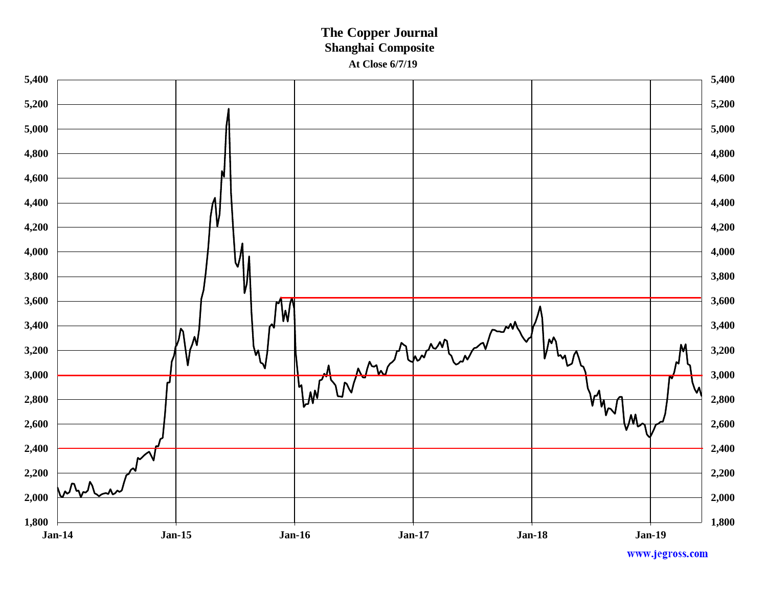**The Copper Journal**
**Shanghai Composite**
**At Close 6/7/19**

5,400
5,200
5,000
4,800
4,600
4,400
4,200
4,000
3,800
3,600
3,400
3,200
3,000
2,800
2,600
2,400
2,200
2,000
1,800

Jan-14
Jan-15
Jan-16
Jan-17
Jan-18
Jan-19

www.jegross.com